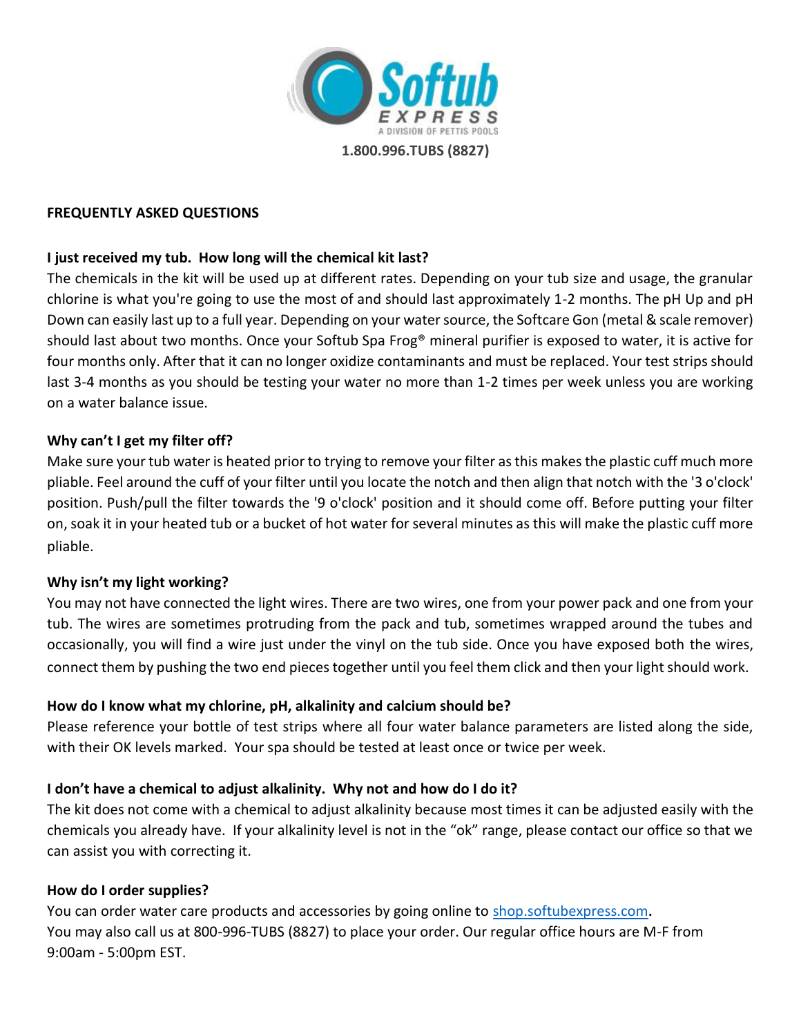Softtub EXPRESS A DIVISION OF PETTIS POOLS

**1.800.996.TUBS (8827)**

## FREQUENTLY ASKED QUESTIONS

### I just received my tub. How long will the chemical kit last?

The chemicals in the kit will be used up at different rates. Depending on your tub size and usage, the granular chlorine is what you're going to use the most of and should last approximately 1-2 months. The pH Up and pH Down can easily last up to a full year. Depending on your water source, the Softcare Gon (metal & scale remover) should last about two months. Once your Softub Spa Frog® mineral purifier is exposed to water, it is active for four months only. After that it can no longer oxidize contaminants and must be replaced. Your test strips should last 3-4 months as you should be testing your water no more than 1-2 times per week unless you are working on a water balance issue.

### Why can't I get my filter off?

Make sure your tub water is heated prior to trying to remove your filter as this makes the plastic cuff much more pliable. Feel around the cuff of your filter until you locate the notch and then align that notch with the '3 o'clock' position. Push/pull the filter towards the '9 o'clock' position and it should come off. Before putting your filter on, soak it in your heated tub or a bucket of hot water for several minutes as this will make the plastic cuff more pliable.

### Why isn't my light working?

You may not have connected the light wires. There are two wires, one from your power pack and one from your tub. The wires are sometimes protruding from the pack and tub, sometimes wrapped around the tubes and occasionally, you will find a wire just under the vinyl on the tub side. Once you have exposed both the wires, connect them by pushing the two end pieces together until you feel them click and then your light should work.

### How do I know what my chlorine, pH, alkalinity and calcium should be?

Please reference your bottle of test strips where all four water balance parameters are listed along the side, with their OK levels marked. Your spa should be tested at least once or twice per week.

### I don't have a chemical to adjust alkalinity. Why not and how do I do it?

The kit does not come with a chemical to adjust alkalinity because most times it can be adjusted easily with the chemicals you already have. If your alkalinity level is not in the "ok" range, please contact our office so that we can assist you with correcting it.

### How do I order supplies?

You can order water care products and accessories by going online to [shop.softubexpress.com](shop.softubexpress.com).
You may also call us at 800-996-TUBS (8827) to place your order. Our regular office hours are M-F from 9:00am - 5:00pm EST.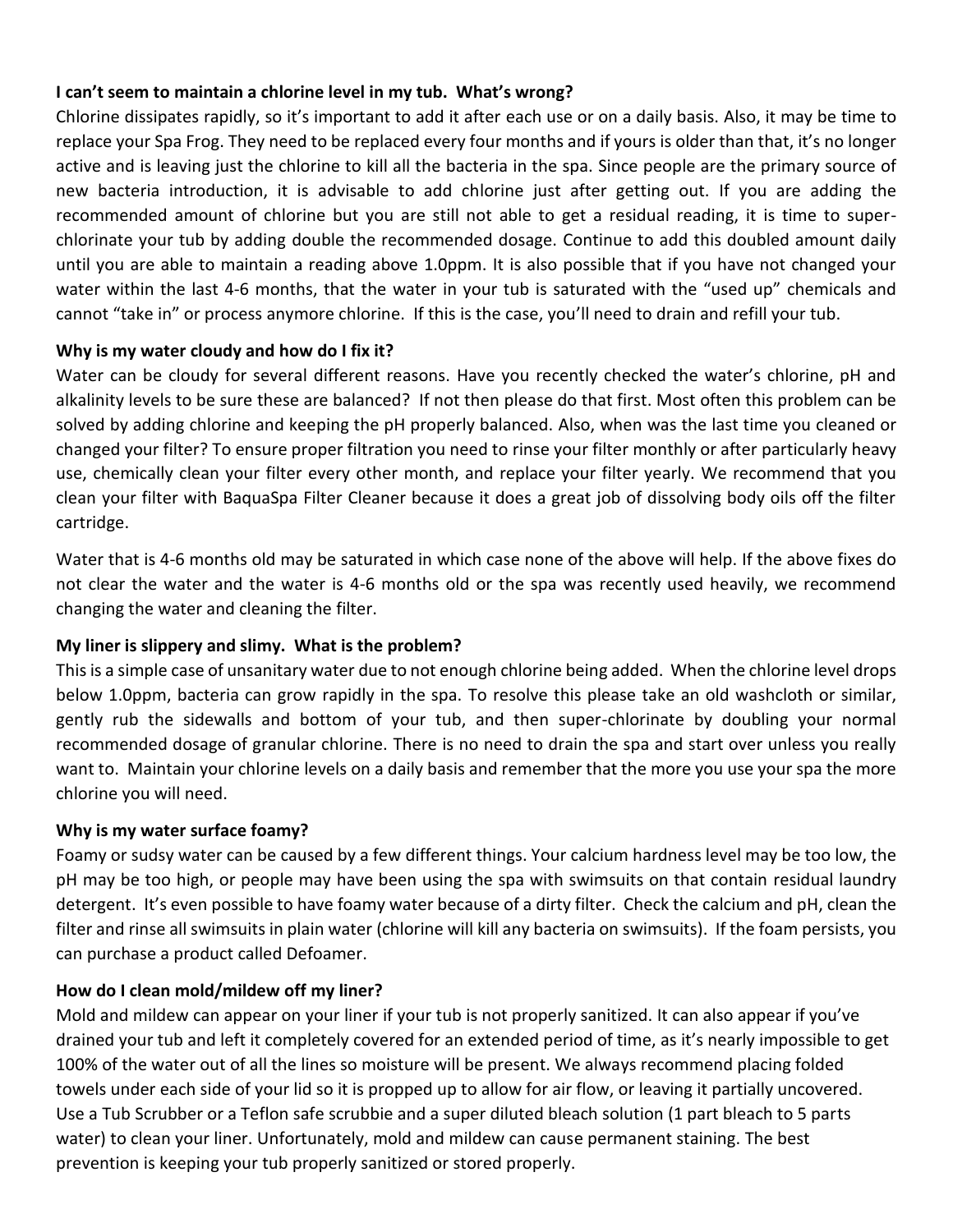**I can't seem to maintain a chlorine level in my tub. What's wrong?**

Chlorine dissipates rapidly, so it's important to add it after each use or on a daily basis. Also, it may be time to replace your Spa Frog. They need to be replaced every four months and if yours is older than that, it's no longer active and is leaving just the chlorine to kill all the bacteria in the spa. Since people are the primary source of new bacteria introduction, it is advisable to add chlorine just after getting out. If you are adding the recommended amount of chlorine but you are still not able to get a residual reading, it is time to super-chlorinate your tub by adding double the recommended dosage. Continue to add this doubled amount daily until you are able to maintain a reading above 1.0ppm. It is also possible that if you have not changed your water within the last 4-6 months, that the water in your tub is saturated with the "used up" chemicals and cannot "take in" or process anymore chlorine. If this is the case, you'll need to drain and refill your tub.

**Why is my water cloudy and how do I fix it?**

Water can be cloudy for several different reasons. Have you recently checked the water's chlorine, pH and alkalinity levels to be sure these are balanced? If not then please do that first. Most often this problem can be solved by adding chlorine and keeping the pH properly balanced. Also, when was the last time you cleaned or changed your filter? To ensure proper filtration you need to rinse your filter monthly or after particularly heavy use, chemically clean your filter every other month, and replace your filter yearly. We recommend that you clean your filter with BaquaSpa Filter Cleaner because it does a great job of dissolving body oils off the filter cartridge.

Water that is 4-6 months old may be saturated in which case none of the above will help. If the above fixes do not clear the water and the water is 4-6 months old or the spa was recently used heavily, we recommend changing the water and cleaning the filter.

**My liner is slippery and slimy. What is the problem?**

This is a simple case of unsanitary water due to not enough chlorine being added. When the chlorine level drops below 1.0ppm, bacteria can grow rapidly in the spa. To resolve this please take an old washcloth or similar, gently rub the sidewalls and bottom of your tub, and then super-chlorinate by doubling your normal recommended dosage of granular chlorine. There is no need to drain the spa and start over unless you really want to. Maintain your chlorine levels on a daily basis and remember that the more you use your spa the more chlorine you will need.

**Why is my water surface foamy?**

Foamy or sudsy water can be caused by a few different things. Your calcium hardness level may be too low, the pH may be too high, or people may have been using the spa with swimsuits on that contain residual laundry detergent. It's even possible to have foamy water because of a dirty filter. Check the calcium and pH, clean the filter and rinse all swimsuits in plain water (chlorine will kill any bacteria on swimsuits). If the foam persists, you can purchase a product called Defoamer.

**How do I clean mold/mildew off my liner?**

Mold and mildew can appear on your liner if your tub is not properly sanitized. It can also appear if you've drained your tub and left it completely covered for an extended period of time, as it's nearly impossible to get 100% of the water out of all the lines so moisture will be present. We always recommend placing folded towels under each side of your lid so it is propped up to allow for air flow, or leaving it partially uncovered. Use a Tub Scrubber or a Teflon safe scrubbie and a super diluted bleach solution (1 part bleach to 5 parts water) to clean your liner. Unfortunately, mold and mildew can cause permanent staining. The best prevention is keeping your tub properly sanitized or stored properly.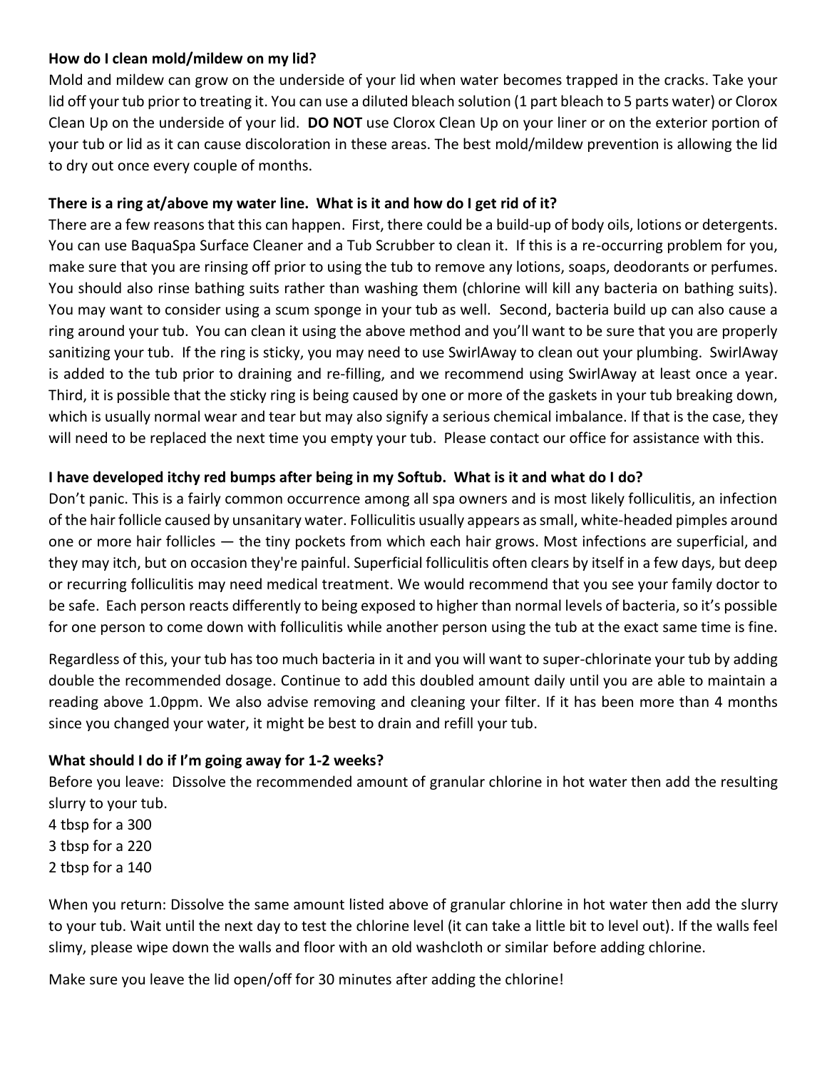**How do I clean mold/mildew on my lid?**

Mold and mildew can grow on the underside of your lid when water becomes trapped in the cracks. Take your lid off your tub prior to treating it. You can use a diluted bleach solution (1 part bleach to 5 parts water) or Clorox Clean Up on the underside of your lid. **DO NOT** use Clorox Clean Up on your liner or on the exterior portion of your tub or lid as it can cause discoloration in these areas. The best mold/mildew prevention is allowing the lid to dry out once every couple of months.

**There is a ring at/above my water line. What is it and how do I get rid of it?**

There are a few reasons that this can happen. First, there could be a build-up of body oils, lotions or detergents. You can use BaquaSpa Surface Cleaner and a Tub Scrubber to clean it. If this is a re-occurring problem for you, make sure that you are rinsing off prior to using the tub to remove any lotions, soaps, deodorants or perfumes. You should also rinse bathing suits rather than washing them (chlorine will kill any bacteria on bathing suits). You may want to consider using a scum sponge in your tub as well. Second, bacteria build up can also cause a ring around your tub. You can clean it using the above method and you'll want to be sure that you are properly sanitizing your tub. If the ring is sticky, you may need to use SwirlAway to clean out your plumbing. SwirlAway is added to the tub prior to draining and re-filling, and we recommend using SwirlAway at least once a year. Third, it is possible that the sticky ring is being caused by one or more of the gaskets in your tub breaking down, which is usually normal wear and tear but may also signify a serious chemical imbalance. If that is the case, they will need to be replaced the next time you empty your tub. Please contact our office for assistance with this.

**I have developed itchy red bumps after being in my Softub. What is it and what do I do?**

Don't panic. This is a fairly common occurrence among all spa owners and is most likely folliculitis, an infection of the hair follicle caused by unsanitary water. Folliculitis usually appears as small, white-headed pimples around one or more hair follicles — the tiny pockets from which each hair grows. Most infections are superficial, and they may itch, but on occasion they're painful. Superficial folliculitis often clears by itself in a few days, but deep or recurring folliculitis may need medical treatment. We would recommend that you see your family doctor to be safe. Each person reacts differently to being exposed to higher than normal levels of bacteria, so it's possible for one person to come down with folliculitis while another person using the tub at the exact same time is fine.

Regardless of this, your tub has too much bacteria in it and you will want to super-chlorinate your tub by adding double the recommended dosage. Continue to add this doubled amount daily until you are able to maintain a reading above 1.0ppm. We also advise removing and cleaning your filter. If it has been more than 4 months since you changed your water, it might be best to drain and refill your tub.

**What should I do if I'm going away for 1-2 weeks?**

Before you leave: Dissolve the recommended amount of granular chlorine in hot water then add the resulting slurry to your tub.

4 tbsp for a 300  
3 tbsp for a 220  
2 tbsp for a 140

When you return: Dissolve the same amount listed above of granular chlorine in hot water then add the slurry to your tub. Wait until the next day to test the chlorine level (it can take a little bit to level out). If the walls feel slimy, please wipe down the walls and floor with an old washcloth or similar before adding chlorine.

Make sure you leave the lid open/off for 30 minutes after adding the chlorine!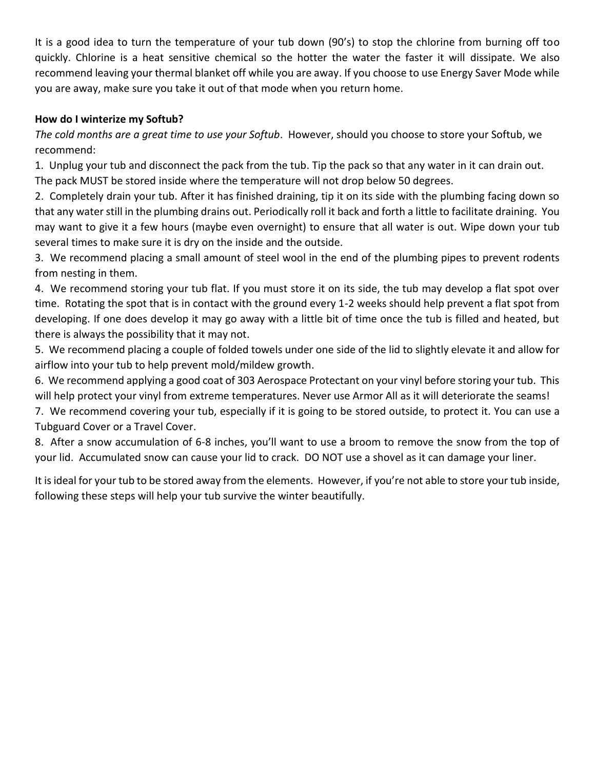It is a good idea to turn the temperature of your tub down (90's) to stop the chlorine from burning off too quickly. Chlorine is a heat sensitive chemical so the hotter the water the faster it will dissipate. We also recommend leaving your thermal blanket off while you are away. If you choose to use Energy Saver Mode while you are away, make sure you take it out of that mode when you return home.

**How do I winterize my Softub?**

*The cold months are a great time to use your Softub*. However, should you choose to store your Softub, we recommend:

1. Unplug your tub and disconnect the pack from the tub. Tip the pack so that any water in it can drain out. The pack MUST be stored inside where the temperature will not drop below 50 degrees.
2. Completely drain your tub. After it has finished draining, tip it on its side with the plumbing facing down so that any water still in the plumbing drains out. Periodically roll it back and forth a little to facilitate draining. You may want to give it a few hours (maybe even overnight) to ensure that all water is out. Wipe down your tub several times to make sure it is dry on the inside and the outside.
3. We recommend placing a small amount of steel wool in the end of the plumbing pipes to prevent rodents from nesting in them.
4. We recommend storing your tub flat. If you must store it on its side, the tub may develop a flat spot over time. Rotating the spot that is in contact with the ground every 1-2 weeks should help prevent a flat spot from developing. If one does develop it may go away with a little bit of time once the tub is filled and heated, but there is always the possibility that it may not.
5. We recommend placing a couple of folded towels under one side of the lid to slightly elevate it and allow for airflow into your tub to help prevent mold/mildew growth.
6. We recommend applying a good coat of 303 Aerospace Protectant on your vinyl before storing your tub. This will help protect your vinyl from extreme temperatures. Never use Armor All as it will deteriorate the seams!
7. We recommend covering your tub, especially if it is going to be stored outside, to protect it. You can use a Tubguard Cover or a Travel Cover.
8. After a snow accumulation of 6-8 inches, you'll want to use a broom to remove the snow from the top of your lid. Accumulated snow can cause your lid to crack. DO NOT use a shovel as it can damage your liner.

It is ideal for your tub to be stored away from the elements. However, if you're not able to store your tub inside, following these steps will help your tub survive the winter beautifully.